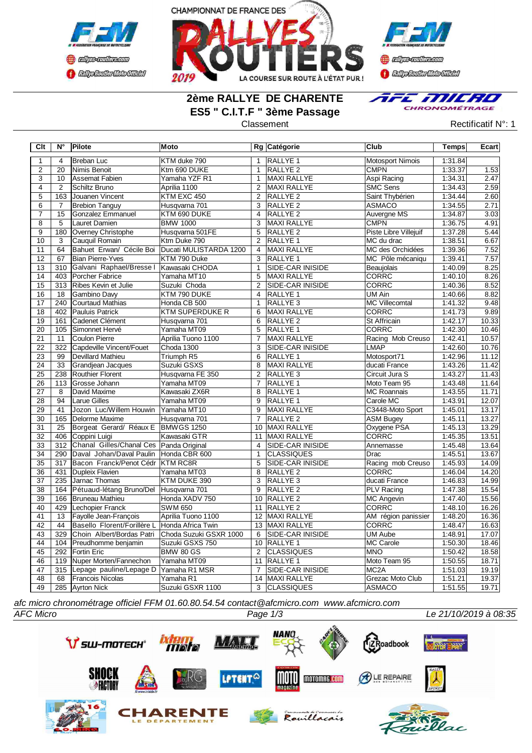CHAMPIONNAT DE FRANCE DES RALLYES ROUTIERS 2019 — LA COURSE SUR ROUTE À L'ÉTAT PUR !

## 2ème RALLYE DE CHARENTE
## ES5 " C.I.T.F " 3ème Passage

Classement

Rectificatif N°: 1

| Clt | N° | Pilote | Moto | Rg | Catégorie | Club | Temps | Ecart |
|---|---|---|---|---|---|---|---|---|
| 1 | 4 | Breban Luc | KTM duke 790 | 1 | RALLYE 1 | Motosport Nimois | 1:31.84 | |
| 2 | 20 | Nimis Benoit | Ktm 690 DUKE | 1 | RALLYE 2 | CMPN | 1:33.37 | 1.53 |
| 3 | 10 | Assemat Fabien | Yamaha YZF R1 | 1 | MAXI RALLYE | Aspi Racing | 1:34.31 | 2.47 |
| 4 | 2 | Schiltz Bruno | Aprilia 1100 | 2 | MAXI RALLYE | SMC Sens | 1:34.43 | 2.59 |
| 5 | 163 | Jouanen Vincent | KTM EXC 450 | 2 | RALLYE 2 | Saint Thybérien | 1:34.44 | 2.60 |
| 6 | 7 | Brebion Tanguy | Husqvarna 701 | 3 | RALLYE 2 | ASMACO | 1:34.55 | 2.71 |
| 7 | 15 | Gonzalez Emmanuel | KTM 690 DUKE | 4 | RALLYE 2 | Auvergne MS | 1:34.87 | 3.03 |
| 8 | 5 | Lauret Damien | BMW 1000 | 3 | MAXI RALLYE | CMPN | 1:36.75 | 4.91 |
| 9 | 180 | Overney Christophe | Husqvarna 501FE | 5 | RALLYE 2 | Piste Libre Villejuif | 1:37.28 | 5.44 |
| 10 | 3 | Cauquil Romain | Ktm Duke 790 | 2 | RALLYE 1 | MC du drac | 1:38.51 | 6.67 |
| 11 | 64 | Bahuet Erwan/ Cécile Boi | Ducati MULISTARDA 1200 | 4 | MAXI RALLYE | MC des Orchidées | 1:39.36 | 7.52 |
| 12 | 67 | Bian Pierre-Yves | KTM 790 Duke | 3 | RALLYE 1 | MC Pôle mécaniqu | 1:39.41 | 7.57 |
| 13 | 310 | Galvani Raphael/Bresse I | Kawasaki CHODA | 1 | SIDE-CAR INISIDE | Beaujolais | 1:40.09 | 8.25 |
| 14 | 403 | Porcher Fabrice | Yamaha MT10 | 5 | MAXI RALLYE | CORRC | 1:40.10 | 8.26 |
| 15 | 313 | Ribes Kevin et Julie | Suzuki Choda | 2 | SIDE-CAR INISIDE | CORRC | 1:40.36 | 8.52 |
| 16 | 18 | Gambino Davy | KTM 790 DUKE | 4 | RALLYE 1 | UM Ain | 1:40.66 | 8.82 |
| 17 | 240 | Courtaud Mathias | Honda CB 500 | 1 | RALLYE 3 | MC Villecomtal | 1:41.32 | 9.48 |
| 18 | 402 | Pauluis Patrick | KTM SUPERDUKE R | 6 | MAXI RALLYE | CORRC | 1:41.73 | 9.89 |
| 19 | 161 | Cadenet Clément | Husqvarna 701 | 6 | RALLYE 2 | St Affricain | 1:42.17 | 10.33 |
| 20 | 105 | Simonnet Hervé | Yamaha MT09 | 5 | RALLYE 1 | CORRC | 1:42.30 | 10.46 |
| 21 | 11 | Coulon Pierre | Aprilia Tuono 1100 | 7 | MAXI RALLYE | Racing Mob Creuso | 1:42.41 | 10.57 |
| 22 | 322 | Capdeville Vincent/Fouet | Choda 1300 | 3 | SIDE-CAR INISIDE | LMAP | 1:42.60 | 10.76 |
| 23 | 99 | Devillard Mathieu | Triumph R5 | 6 | RALLYE 1 | Motosport71 | 1:42.96 | 11.12 |
| 24 | 33 | Grandjean Jacques | Suzuki GSXS | 8 | MAXI RALLYE | ducati France | 1:43.26 | 11.42 |
| 25 | 238 | Routhier Florent | Husqvarna FE 350 | 2 | RALLYE 3 | Circuit Jura S | 1:43.27 | 11.43 |
| 26 | 113 | Grosse Johann | Yamaha MT09 | 7 | RALLYE 1 | Moto Team 95 | 1:43.48 | 11.64 |
| 27 | 8 | David Maxime | Kawasaki ZX6R | 8 | RALLYE 1 | MC Roannais | 1:43.55 | 11.71 |
| 28 | 94 | Larue Gilles | Yamaha MT09 | 9 | RALLYE 1 | Carole MC | 1:43.91 | 12.07 |
| 29 | 41 | Jozon Luc/Willem Houwin | Yamaha MT10 | 9 | MAXI RALLYE | C3448-Moto Sport | 1:45.01 | 13.17 |
| 30 | 165 | Delorme Maxime | Husqvarna 701 | 7 | RALLYE 2 | ASM Bugey | 1:45.11 | 13.27 |
| 31 | 25 | Borgeat Gerard/ Réaux E | BMWGS 1250 | 10 | MAXI RALLYE | Oxygene PSA | 1:45.13 | 13.29 |
| 32 | 406 | Coppini Luigi | Kawasaki GTR | 11 | MAXI RALLYE | CORRC | 1:45.35 | 13.51 |
| 33 | 312 | Chanal Gilles/Chanal Ces | Panda Original | 4 | SIDE-CAR INISIDE | Annemasse | 1:45.48 | 13.64 |
| 34 | 290 | Daval Johan/Daval Paulin | Honda CBR 600 | 1 | CLASSIQUES | Drac | 1:45.51 | 13.67 |
| 35 | 317 | Bacon Franck/Penot Cédr | KTM RC8R | 5 | SIDE-CAR INISIDE | Racing mob Creuso | 1:45.93 | 14.09 |
| 36 | 431 | Dupleix Flavien | Yamaha MT03 | 8 | RALLYE 2 | CORRC | 1:46.04 | 14.20 |
| 37 | 235 | Jarnac Thomas | KTM DUKE 390 | 3 | RALLYE 3 | ducati France | 1:46.83 | 14.99 |
| 38 | 164 | Pétuaud-létang Bruno/Del | Husqvarna 701 | 9 | RALLYE 2 | PLV Racing | 1:47.38 | 15.54 |
| 39 | 166 | Bruneau Mathieu | Honda XADV 750 | 10 | RALLYE 2 | MC Angevin | 1:47.40 | 15.56 |
| 40 | 429 | Lechopier Franck | SWM 650 | 11 | RALLYE 2 | CORRC | 1:48.10 | 16.26 |
| 41 | 13 | Fayolle Jean-François | Aprilia Tuono 1100 | 12 | MAXI RALLYE | AM région panissier | 1:48.20 | 16.36 |
| 42 | 44 | Basello Florent/Forillère L | Honda Africa Twin | 13 | MAXI RALLYE | CORRC | 1:48.47 | 16.63 |
| 43 | 329 | Choin Albert/Bordas Patri | Choda Suzuki GSXR 1000 | 6 | SIDE-CAR INISIDE | UM Aube | 1:48.91 | 17.07 |
| 44 | 104 | Preudhomme benjamin | Suzuki GSXS 750 | 10 | RALLYE 1 | MC Carole | 1:50.30 | 18.46 |
| 45 | 292 | Fortin Eric | BMW 80 GS | 2 | CLASSIQUES | MNO | 1:50.42 | 18.58 |
| 46 | 119 | Nuper Morten/Fannechon | Yamaha MT09 | 11 | RALLYE 1 | Moto Team 95 | 1:50.55 | 18.71 |
| 47 | 315 | Lepage pauline/Lepage D | Yamaha R1 MSR | 7 | SIDE-CAR INISIDE | MC2A | 1:51.03 | 19.19 |
| 48 | 68 | Francois Nicolas | Yamaha R1 | 14 | MAXI RALLYE | Grezac Moto Club | 1:51.21 | 19.37 |
| 49 | 285 | Ayrton Nick | Suzuki GSXR 1100 | 3 | CLASSIQUES | ASMACO | 1:51.55 | 19.71 |

*afc micro chronométrage officiel FFM 01.60.80.54.54 contact@afcmicro.com www.afcmicro.com*

*AFC Micro* — *Le 21/10/2019 à 08:35*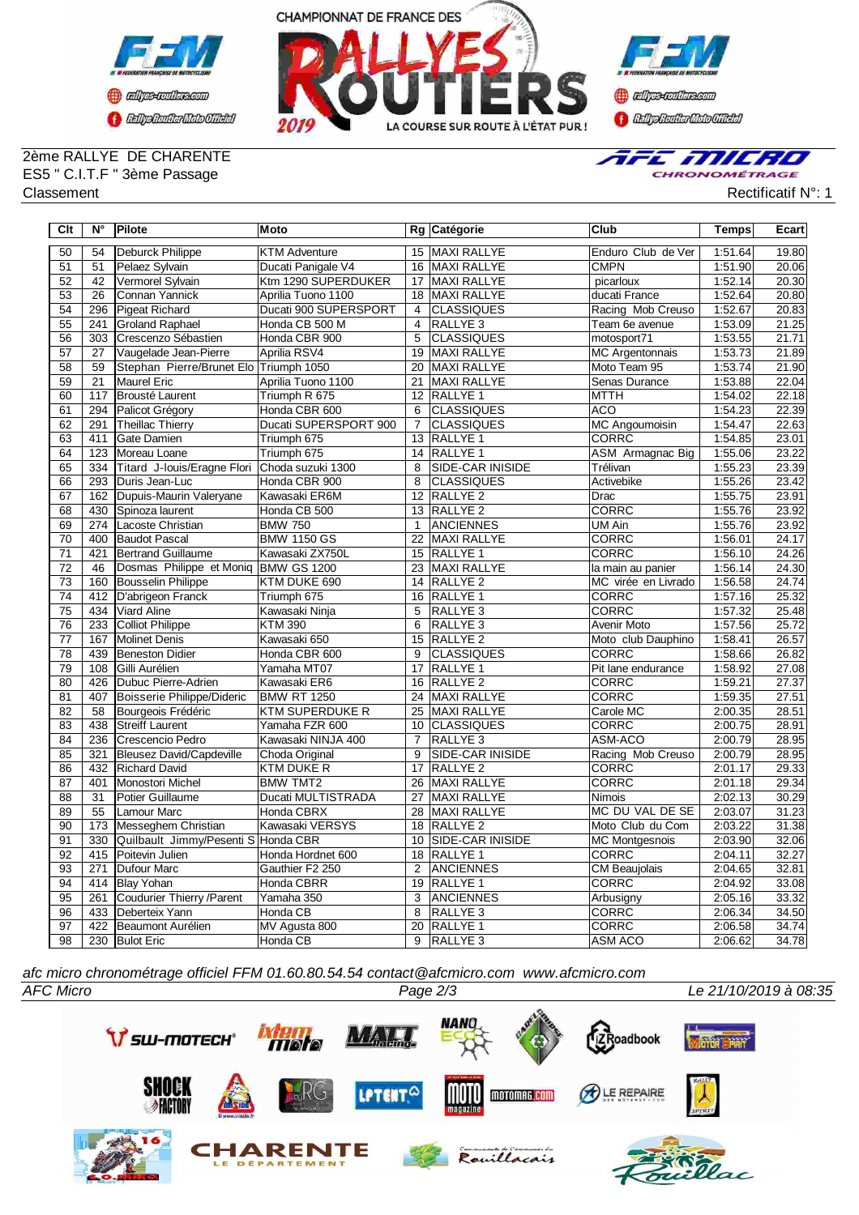2ème RALLYE DE CHARENTE
ES5 " C.I.T.F " 3ème Passage
Classement

Rectificatif N°: 1

| Clt | N° | Pilote | Moto | Rg | Catégorie | Club | Temps | Ecart |
|---|---|---|---|---|---|---|---|---|
| 50 | 54 | Deburck Philippe | KTM Adventure | 15 | MAXI RALLYE | Enduro Club de Ver | 1:51.64 | 19.80 |
| 51 | 51 | Pelaez Sylvain | Ducati Panigale V4 | 16 | MAXI RALLYE | CMPN | 1:51.90 | 20.06 |
| 52 | 42 | Vermorel Sylvain | Ktm 1290 SUPERDUKER | 17 | MAXI RALLYE | picarloux | 1:52.14 | 20.30 |
| 53 | 26 | Connan Yannick | Aprilia Tuono 1100 | 18 | MAXI RALLYE | ducati France | 1:52.64 | 20.80 |
| 54 | 296 | Pigeat Richard | Ducati 900 SUPERSPORT | 4 | CLASSIQUES | Racing Mob Creuso | 1:52.67 | 20.83 |
| 55 | 241 | Groland Raphael | Honda CB 500 M | 4 | RALLYE 3 | Team 6e avenue | 1:53.09 | 21.25 |
| 56 | 303 | Crescenzo Sébastien | Honda CBR 900 | 5 | CLASSIQUES | motosport71 | 1:53.55 | 21.71 |
| 57 | 27 | Vaugelade Jean-Pierre | Aprilia RSV4 | 19 | MAXI RALLYE | MC Argentonnais | 1:53.73 | 21.89 |
| 58 | 59 | Stephan Pierre/Brunet Elo | Triumph 1050 | 20 | MAXI RALLYE | Moto Team 95 | 1:53.74 | 21.90 |
| 59 | 21 | Maurel Eric | Aprilia Tuono 1100 | 21 | MAXI RALLYE | Senas Durance | 1:53.88 | 22.04 |
| 60 | 117 | Brousté Laurent | Triumph R 675 | 12 | RALLYE 1 | MTTH | 1:54.02 | 22.18 |
| 61 | 294 | Palicot Grégory | Honda CBR 600 | 6 | CLASSIQUES | ACO | 1:54.23 | 22.39 |
| 62 | 291 | Theillac Thierry | Ducati SUPERSPORT 900 | 7 | CLASSIQUES | MC Angoumoisin | 1:54.47 | 22.63 |
| 63 | 411 | Gate Damien | Triumph 675 | 13 | RALLYE 1 | CORRC | 1:54.85 | 23.01 |
| 64 | 123 | Moreau Loane | Triumph 675 | 14 | RALLYE 1 | ASM Armagnac Big | 1:55.06 | 23.22 |
| 65 | 334 | Titard J-louis/Eragne Flori | Choda suzuki 1300 | 8 | SIDE-CAR INISIDE | Trélivan | 1:55.23 | 23.39 |
| 66 | 293 | Duris Jean-Luc | Honda CBR 900 | 8 | CLASSIQUES | Activebike | 1:55.26 | 23.42 |
| 67 | 162 | Dupuis-Maurin Valeryane | Kawasaki ER6M | 12 | RALLYE 2 | Drac | 1:55.75 | 23.91 |
| 68 | 430 | Spinoza laurent | Honda CB 500 | 13 | RALLYE 2 | CORRC | 1:55.76 | 23.92 |
| 69 | 274 | Lacoste Christian | BMW 750 | 1 | ANCIENNES | UM Ain | 1:55.76 | 23.92 |
| 70 | 400 | Baudot Pascal | BMW 1150 GS | 22 | MAXI RALLYE | CORRC | 1:56.01 | 24.17 |
| 71 | 421 | Bertrand Guillaume | Kawasaki ZX750L | 15 | RALLYE 1 | CORRC | 1:56.10 | 24.26 |
| 72 | 46 | Dosmas Philippe et Moniq | BMW GS 1200 | 23 | MAXI RALLYE | la main au panier | 1:56.14 | 24.30 |
| 73 | 160 | Bousselin Philippe | KTM DUKE 690 | 14 | RALLYE 2 | MC virée en Livrado | 1:56.58 | 24.74 |
| 74 | 412 | D'abrigeon Franck | Triumph 675 | 16 | RALLYE 1 | CORRC | 1:57.16 | 25.32 |
| 75 | 434 | Viard Aline | Kawasaki Ninja | 5 | RALLYE 3 | CORRC | 1:57.32 | 25.48 |
| 76 | 233 | Colliot Philippe | KTM 390 | 6 | RALLYE 3 | Avenir Moto | 1:57.56 | 25.72 |
| 77 | 167 | Molinet Denis | Kawasaki 650 | 15 | RALLYE 2 | Moto club Dauphino | 1:58.41 | 26.57 |
| 78 | 439 | Beneston Didier | Honda CBR 600 | 9 | CLASSIQUES | CORRC | 1:58.66 | 26.82 |
| 79 | 108 | Gilli Aurélien | Yamaha MT07 | 17 | RALLYE 1 | Pit lane endurance | 1:58.92 | 27.08 |
| 80 | 426 | Dubuc Pierre-Adrien | Kawasaki ER6 | 16 | RALLYE 2 | CORRC | 1:59.21 | 27.37 |
| 81 | 407 | Boisserie Philippe/Dideric | BMW RT 1250 | 24 | MAXI RALLYE | CORRC | 1:59.35 | 27.51 |
| 82 | 58 | Bourgeois Frédéric | KTM SUPERDUKE R | 25 | MAXI RALLYE | Carole MC | 2:00.35 | 28.51 |
| 83 | 438 | Streiff Laurent | Yamaha FZR 600 | 10 | CLASSIQUES | CORRC | 2:00.75 | 28.91 |
| 84 | 236 | Crescencio Pedro | Kawasaki NINJA 400 | 7 | RALLYE 3 | ASM-ACO | 2:00.79 | 28.95 |
| 85 | 321 | Bleusez David/Capdeville | Choda Original | 9 | SIDE-CAR INISIDE | Racing Mob Creuso | 2:00.79 | 28.95 |
| 86 | 432 | Richard David | KTM DUKE R | 17 | RALLYE 2 | CORRC | 2:01.17 | 29.33 |
| 87 | 401 | Monostori Michel | BMW TMT2 | 26 | MAXI RALLYE | CORRC | 2:01.18 | 29.34 |
| 88 | 31 | Potier Guillaume | Ducati MULTISTRADA | 27 | MAXI RALLYE | Nimois | 2:02.13 | 30.29 |
| 89 | 55 | Lamour Marc | Honda CBRX | 28 | MAXI RALLYE | MC DU VAL DE SE | 2:03.07 | 31.23 |
| 90 | 173 | Messeghem Christian | Kawasaki VERSYS | 18 | RALLYE 2 | Moto Club du Com | 2:03.22 | 31.38 |
| 91 | 330 | Quilbault Jimmy/Pesenti S | Honda CBR | 10 | SIDE-CAR INISIDE | MC Montgesnois | 2:03.90 | 32.06 |
| 92 | 415 | Poitevin Julien | Honda Hordnet 600 | 18 | RALLYE 1 | CORRC | 2:04.11 | 32.27 |
| 93 | 271 | Dufour Marc | Gauthier F2 250 | 2 | ANCIENNES | CM Beaujolais | 2:04.65 | 32.81 |
| 94 | 414 | Blay Yohan | Honda CBRR | 19 | RALLYE 1 | CORRC | 2:04.92 | 33.08 |
| 95 | 261 | Couderier Thierry /Parent | Yamaha 350 | 3 | ANCIENNES | Arbusigny | 2:05.16 | 33.32 |
| 96 | 433 | Deberteix Yann | Honda CB | 8 | RALLYE 3 | CORRC | 2:06.34 | 34.50 |
| 97 | 422 | Beaumont Aurélien | MV Agusta 800 | 20 | RALLYE 1 | CORRC | 2:06.58 | 34.74 |
| 98 | 230 | Bulot Eric | Honda CB | 9 | RALLYE 3 | ASM ACO | 2:06.62 | 34.78 |

*afc micro chronométrage officiel FFM 01.60.80.54.54 contact@afcmicro.com www.afcmicro.com*

*AFC Micro* — *Le 21/10/2019 à 08:35*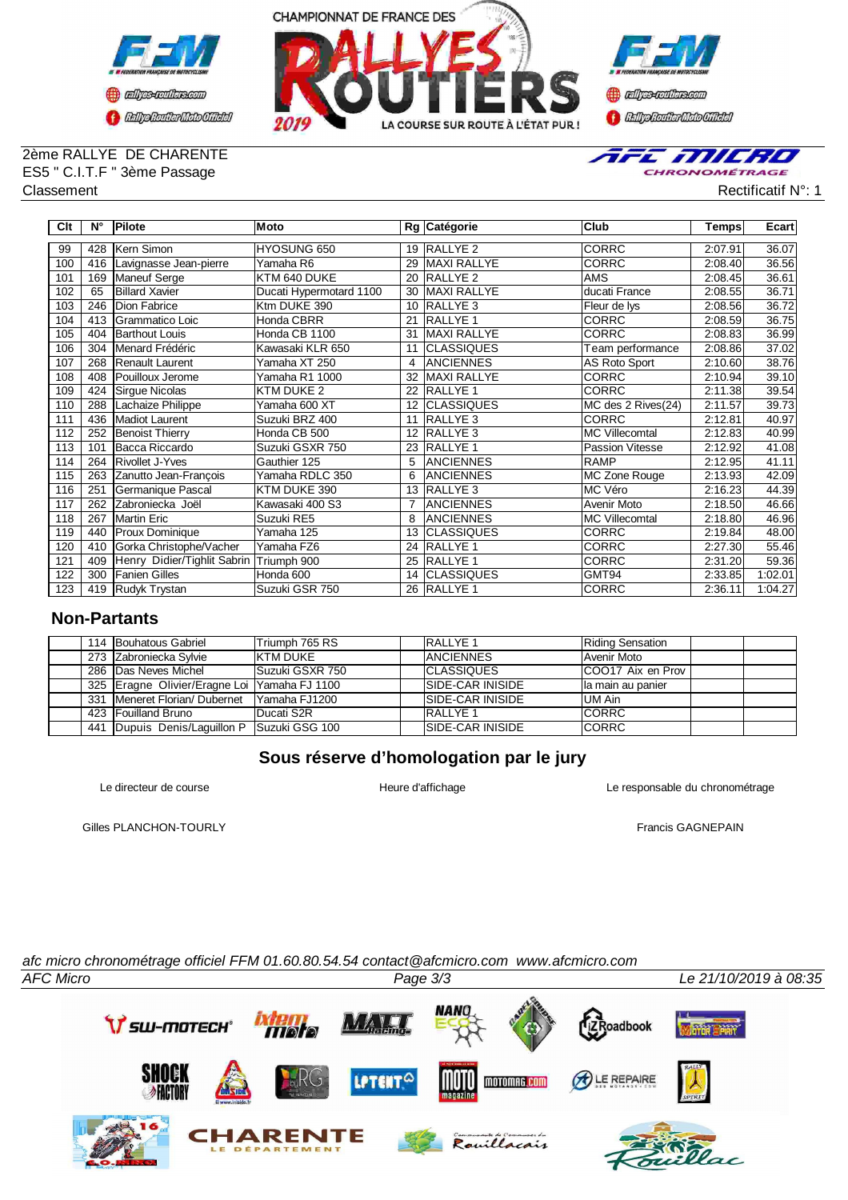2ème RALLYE DE CHARENTE
ES5 " C.I.T.F " 3ème Passage
Classement

Rectificatif N°: 1

| Clt | N° | Pilote | Moto | Rg | Catégorie | Club | Temps | Ecart |
|---|---|---|---|---|---|---|---|---|
| 99 | 428 | Kern Simon | HYOSUNG 650 | 19 | RALLYE 2 | CORRC | 2:07.91 | 36.07 |
| 100 | 416 | Lavignasse Jean-pierre | Yamaha R6 | 29 | MAXI RALLYE | CORRC | 2:08.40 | 36.56 |
| 101 | 169 | Maneuf Serge | KTM 640 DUKE | 20 | RALLYE 2 | AMS | 2:08.45 | 36.61 |
| 102 | 65 | Billard Xavier | Ducati Hypermotard 1100 | 30 | MAXI RALLYE | ducati France | 2:08.55 | 36.71 |
| 103 | 246 | Dion Fabrice | Ktm DUKE 390 | 10 | RALLYE 3 | Fleur de lys | 2:08.56 | 36.72 |
| 104 | 413 | Grammatico Loic | Honda CBRR | 21 | RALLYE 1 | CORRC | 2:08.59 | 36.75 |
| 105 | 404 | Barthout Louis | Honda CB 1100 | 31 | MAXI RALLYE | CORRC | 2:08.83 | 36.99 |
| 106 | 304 | Menard Frédéric | Kawasaki KLR 650 | 11 | CLASSIQUES | Team performance | 2:08.86 | 37.02 |
| 107 | 268 | Renault Laurent | Yamaha XT 250 | 4 | ANCIENNES | AS Roto Sport | 2:10.60 | 38.76 |
| 108 | 408 | Pouilloux Jerome | Yamaha R1 1000 | 32 | MAXI RALLYE | CORRC | 2:10.94 | 39.10 |
| 109 | 424 | Sirgue Nicolas | KTM DUKE 2 | 22 | RALLYE 1 | CORRC | 2:11.38 | 39.54 |
| 110 | 288 | Lachaize Philippe | Yamaha 600 XT | 12 | CLASSIQUES | MC des 2 Rives(24) | 2:11.57 | 39.73 |
| 111 | 436 | Madiot Laurent | Suzuki BRZ 400 | 11 | RALLYE 3 | CORRC | 2:12.81 | 40.97 |
| 112 | 252 | Benoist Thierry | Honda CB 500 | 12 | RALLYE 3 | MC Villecomtal | 2:12.83 | 40.99 |
| 113 | 101 | Bacca Riccardo | Suzuki GSXR 750 | 23 | RALLYE 1 | Passion Vitesse | 2:12.92 | 41.08 |
| 114 | 264 | Rivollet J-Yves | Gauthier 125 | 5 | ANCIENNES | RAMP | 2:12.95 | 41.11 |
| 115 | 263 | Zanutto Jean-François | Yamaha RDLC 350 | 6 | ANCIENNES | MC Zone Rouge | 2:13.93 | 42.09 |
| 116 | 251 | Germanique Pascal | KTM DUKE 390 | 13 | RALLYE 3 | MC Véro | 2:16.23 | 44.39 |
| 117 | 262 | Zabroniecka Joël | Kawasaki 400 S3 | 7 | ANCIENNES | Avenir Moto | 2:18.50 | 46.66 |
| 118 | 267 | Martin Eric | Suzuki RE5 | 8 | ANCIENNES | MC Villecomtal | 2:18.80 | 46.96 |
| 119 | 440 | Proux Dominique | Yamaha 125 | 13 | CLASSIQUES | CORRC | 2:19.84 | 48.00 |
| 120 | 410 | Gorka Christophe/Vacher | Yamaha FZ6 | 24 | RALLYE 1 | CORRC | 2:27.30 | 55.46 |
| 121 | 409 | Henry Didier/Tighlit Sabrin | Triumph 900 | 25 | RALLYE 1 | CORRC | 2:31.20 | 59.36 |
| 122 | 300 | Fanien Gilles | Honda 600 | 14 | CLASSIQUES | GMT94 | 2:33.85 | 1:02.01 |
| 123 | 419 | Rudyk Trystan | Suzuki GSR 750 | 26 | RALLYE 1 | CORRC | 2:36.11 | 1:04.27 |

## Non-Partants

| | | | | | | | | |
|---|---|---|---|---|---|---|---|---|
| | 114 | Bouhatous Gabriel | Triumph 765 RS | | RALLYE 1 | Riding Sensation | | |
| | 273 | Zabroniecka Sylvie | KTM DUKE | | ANCIENNES | Avenir Moto | | |
| | 286 | Das Neves Michel | Suzuki GSXR 750 | | CLASSIQUES | COO17 Aix en Prov | | |
| | 325 | Eragne Olivier/Eragne Loi | Yamaha FJ 1100 | | SIDE-CAR INISIDE | la main au panier | | |
| | 331 | Meneret Florian/ Dubernet | Yamaha FJ1200 | | SIDE-CAR INISIDE | UM Ain | | |
| | 423 | Fouilland Bruno | Ducati S2R | | RALLYE 1 | CORRC | | |
| | 441 | Dupuis Denis/Laguillon P | Suzuki GSG 100 | | SIDE-CAR INISIDE | CORRC | | |

## Sous réserve d'homologation par le jury

Le directeur de course — Heure d'affichage — Le responsable du chronométrage

Gilles PLANCHON-TOURLY — Francis GAGNEPAIN

*afc micro chronométrage officiel FFM 01.60.80.54.54 contact@afcmicro.com www.afcmicro.com*

*AFC Micro* — *Le 21/10/2019 à 08:35*